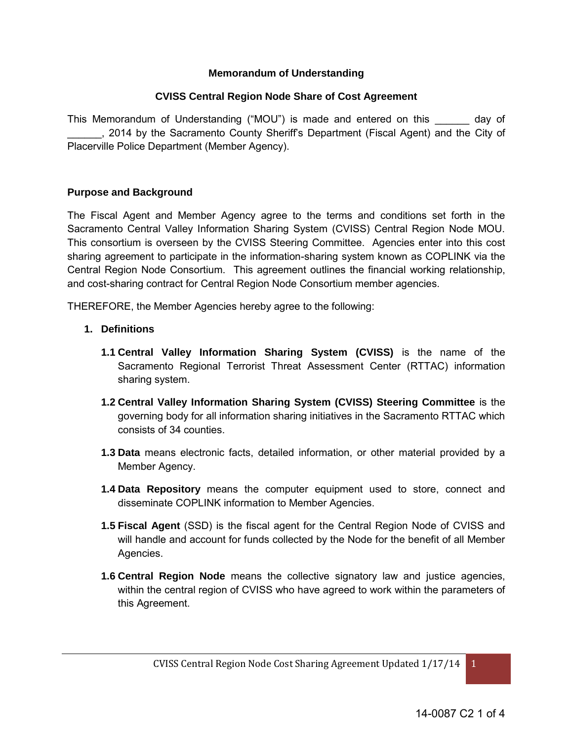**Memorandum of Understanding**

**CVISS Central Region Node Share of Cost Agreement**

This Memorandum of Understanding ("MOU") is made and entered on this ______ day of ______, 2014 by the Sacramento County Sheriff's Department (Fiscal Agent) and the City of Placerville Police Department (Member Agency).

**Purpose and Background**

The Fiscal Agent and Member Agency agree to the terms and conditions set forth in the Sacramento Central Valley Information Sharing System (CVISS) Central Region Node MOU. This consortium is overseen by the CVISS Steering Committee. Agencies enter into this cost sharing agreement to participate in the information-sharing system known as COPLINK via the Central Region Node Consortium. This agreement outlines the financial working relationship, and cost-sharing contract for Central Region Node Consortium member agencies.

THEREFORE, the Member Agencies hereby agree to the following:

1. **Definitions**

   **1.1 Central Valley Information Sharing System (CVISS)** is the name of the Sacramento Regional Terrorist Threat Assessment Center (RTTAC) information sharing system.

   **1.2 Central Valley Information Sharing System (CVISS) Steering Committee** is the governing body for all information sharing initiatives in the Sacramento RTTAC which consists of 34 counties.

   **1.3 Data** means electronic facts, detailed information, or other material provided by a Member Agency.

   **1.4 Data Repository** means the computer equipment used to store, connect and disseminate COPLINK information to Member Agencies.

   **1.5 Fiscal Agent** (SSD) is the fiscal agent for the Central Region Node of CVISS and will handle and account for funds collected by the Node for the benefit of all Member Agencies.

   **1.6 Central Region Node** means the collective signatory law and justice agencies, within the central region of CVISS who have agreed to work within the parameters of this Agreement.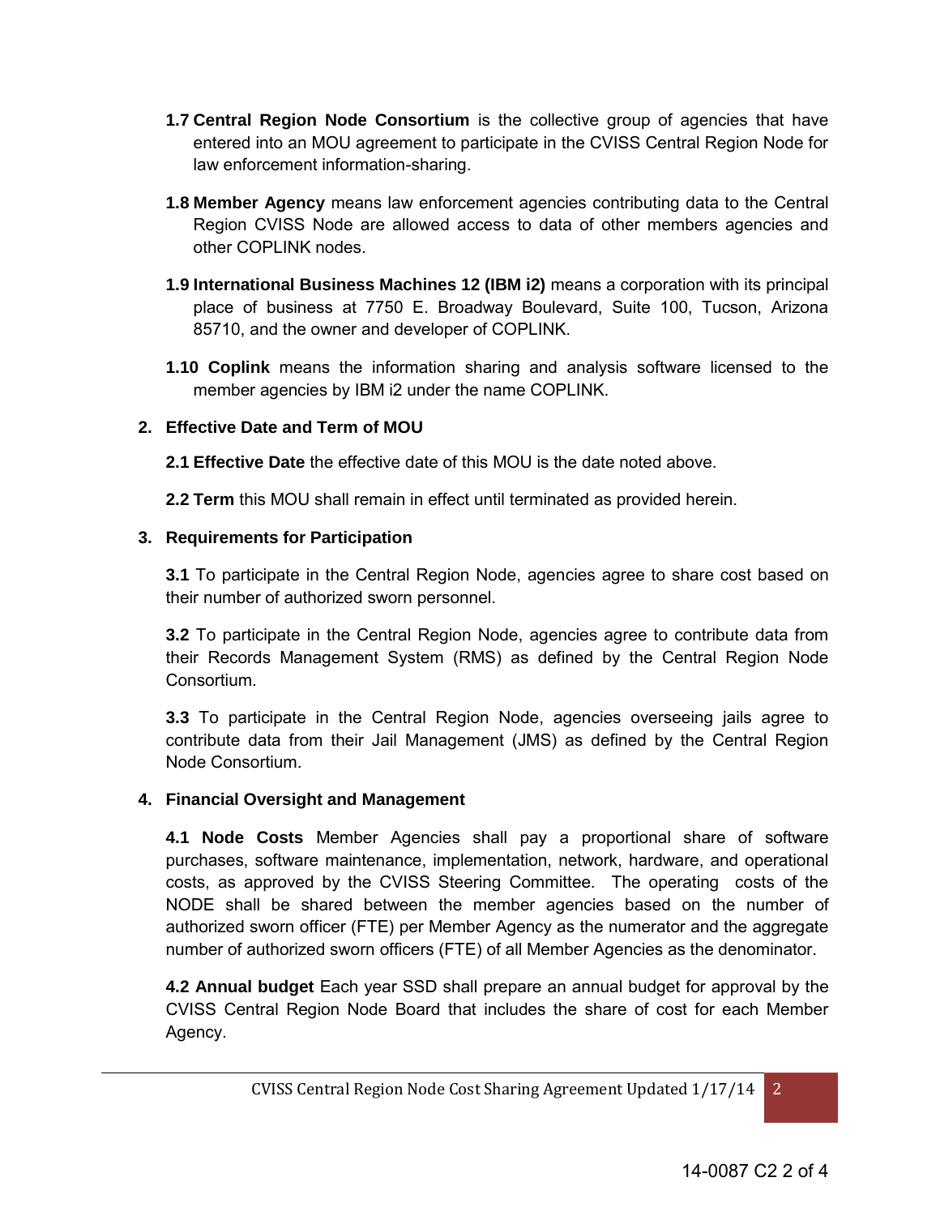**1.7 Central Region Node Consortium** is the collective group of agencies that have entered into an MOU agreement to participate in the CVISS Central Region Node for law enforcement information-sharing.

**1.8 Member Agency** means law enforcement agencies contributing data to the Central Region CVISS Node are allowed access to data of other members agencies and other COPLINK nodes.

**1.9 International Business Machines 12 (IBM i2)** means a corporation with its principal place of business at 7750 E. Broadway Boulevard, Suite 100, Tucson, Arizona 85710, and the owner and developer of COPLINK.

**1.10 Coplink** means the information sharing and analysis software licensed to the member agencies by IBM i2 under the name COPLINK.

## 2. Effective Date and Term of MOU

**2.1 Effective Date** the effective date of this MOU is the date noted above.

**2.2 Term** this MOU shall remain in effect until terminated as provided herein.

## 3. Requirements for Participation

**3.1** To participate in the Central Region Node, agencies agree to share cost based on their number of authorized sworn personnel.

**3.2** To participate in the Central Region Node, agencies agree to contribute data from their Records Management System (RMS) as defined by the Central Region Node Consortium.

**3.3** To participate in the Central Region Node, agencies overseeing jails agree to contribute data from their Jail Management (JMS) as defined by the Central Region Node Consortium.

## 4. Financial Oversight and Management

**4.1 Node Costs** Member Agencies shall pay a proportional share of software purchases, software maintenance, implementation, network, hardware, and operational costs, as approved by the CVISS Steering Committee. The operating costs of the NODE shall be shared between the member agencies based on the number of authorized sworn officer (FTE) per Member Agency as the numerator and the aggregate number of authorized sworn officers (FTE) of all Member Agencies as the denominator.

**4.2 Annual budget** Each year SSD shall prepare an annual budget for approval by the CVISS Central Region Node Board that includes the share of cost for each Member Agency.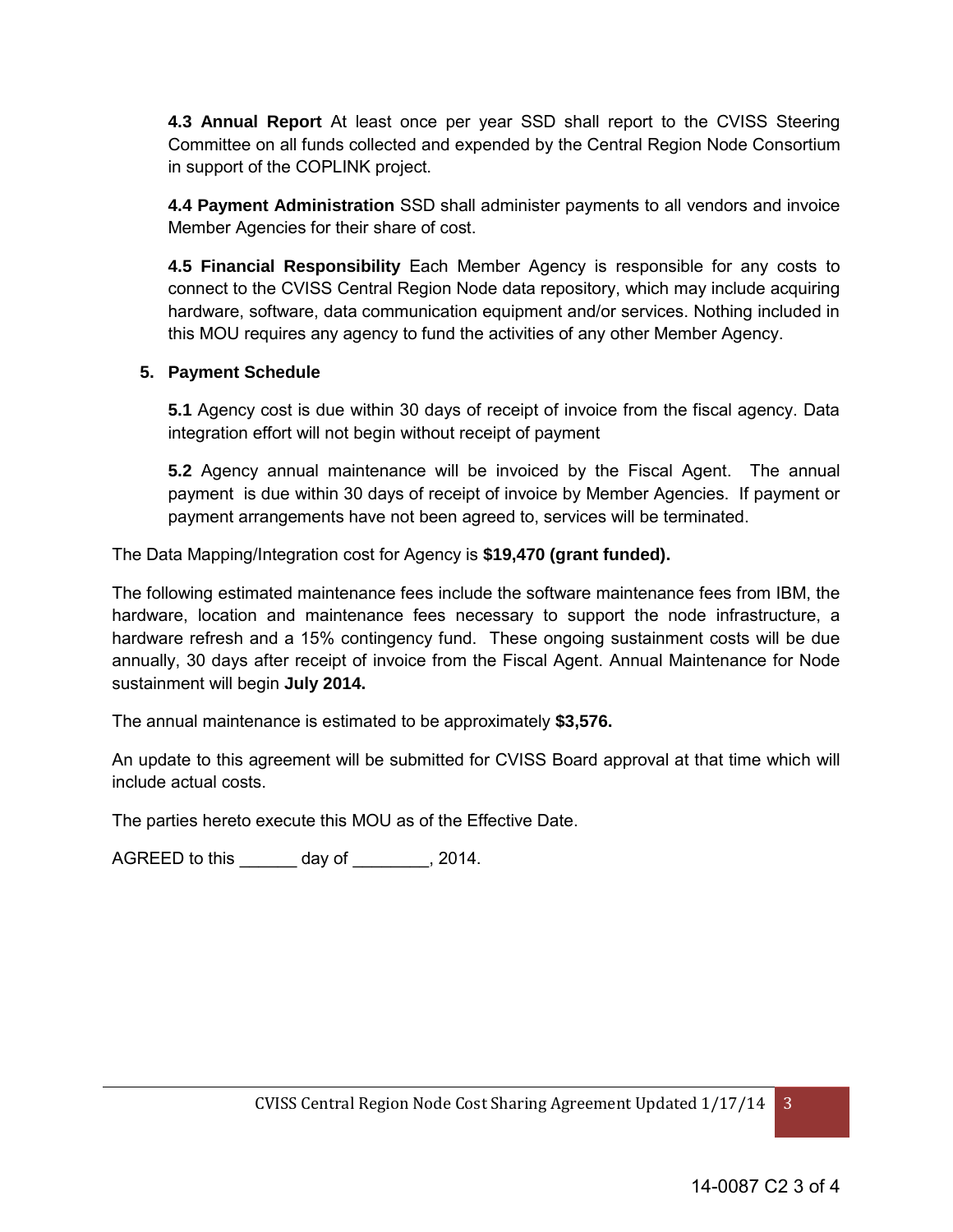**4.3 Annual Report** At least once per year SSD shall report to the CVISS Steering Committee on all funds collected and expended by the Central Region Node Consortium in support of the COPLINK project.

**4.4 Payment Administration** SSD shall administer payments to all vendors and invoice Member Agencies for their share of cost.

**4.5 Financial Responsibility** Each Member Agency is responsible for any costs to connect to the CVISS Central Region Node data repository, which may include acquiring hardware, software, data communication equipment and/or services. Nothing included in this MOU requires any agency to fund the activities of any other Member Agency.

5. **Payment Schedule**

**5.1** Agency cost is due within 30 days of receipt of invoice from the fiscal agency. Data integration effort will not begin without receipt of payment

**5.2** Agency annual maintenance will be invoiced by the Fiscal Agent. The annual payment is due within 30 days of receipt of invoice by Member Agencies. If payment or payment arrangements have not been agreed to, services will be terminated.

The Data Mapping/Integration cost for Agency is **$19,470 (grant funded).**

The following estimated maintenance fees include the software maintenance fees from IBM, the hardware, location and maintenance fees necessary to support the node infrastructure, a hardware refresh and a 15% contingency fund. These ongoing sustainment costs will be due annually, 30 days after receipt of invoice from the Fiscal Agent. Annual Maintenance for Node sustainment will begin **July 2014.**

The annual maintenance is estimated to be approximately **$3,576.**

An update to this agreement will be submitted for CVISS Board approval at that time which will include actual costs.

The parties hereto execute this MOU as of the Effective Date.

AGREED to this ______ day of ________, 2014.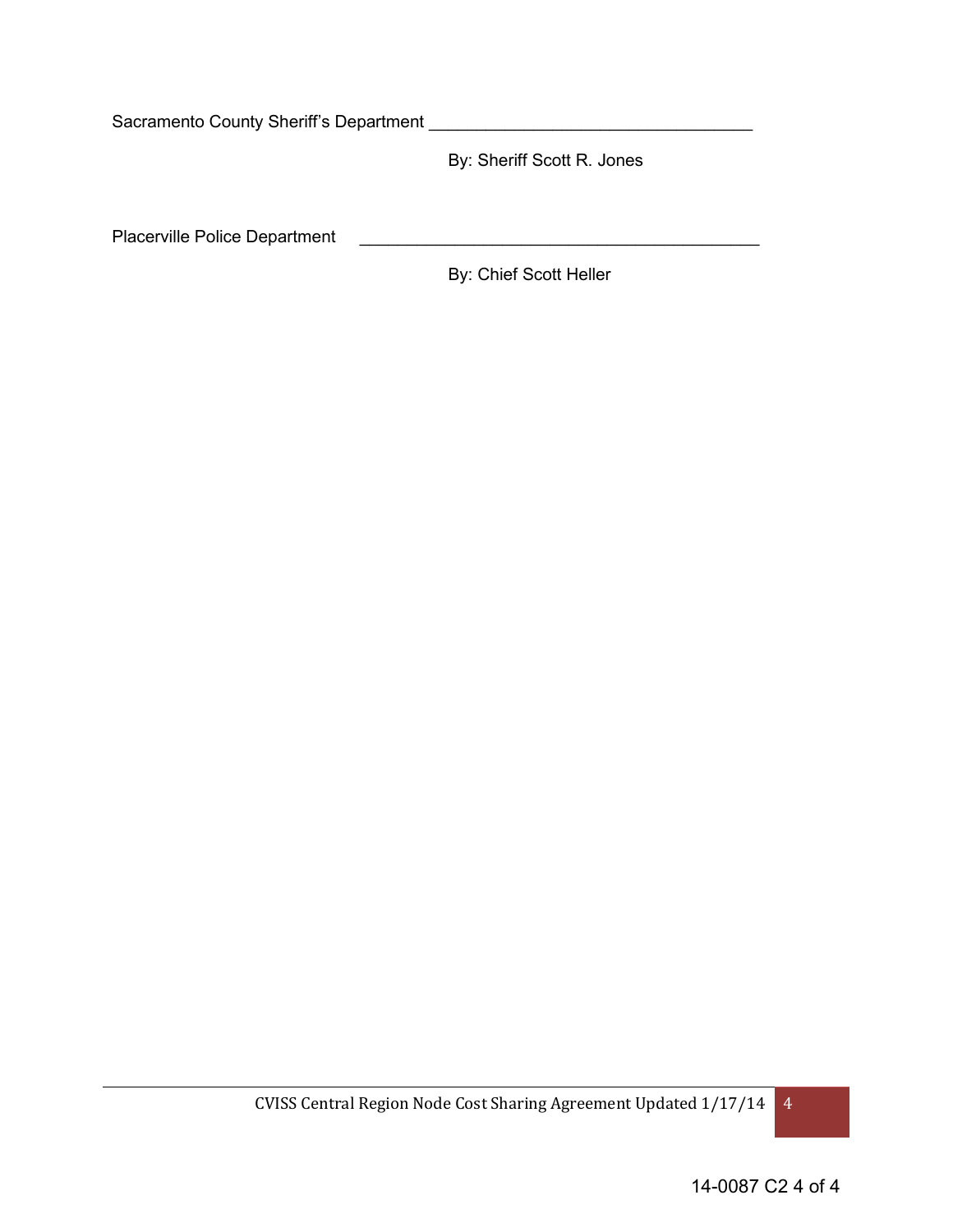Sacramento County Sheriff's Department ___________________________________

By: Sheriff Scott R. Jones

Placerville Police Department ___________________________________________

By: Chief Scott Heller